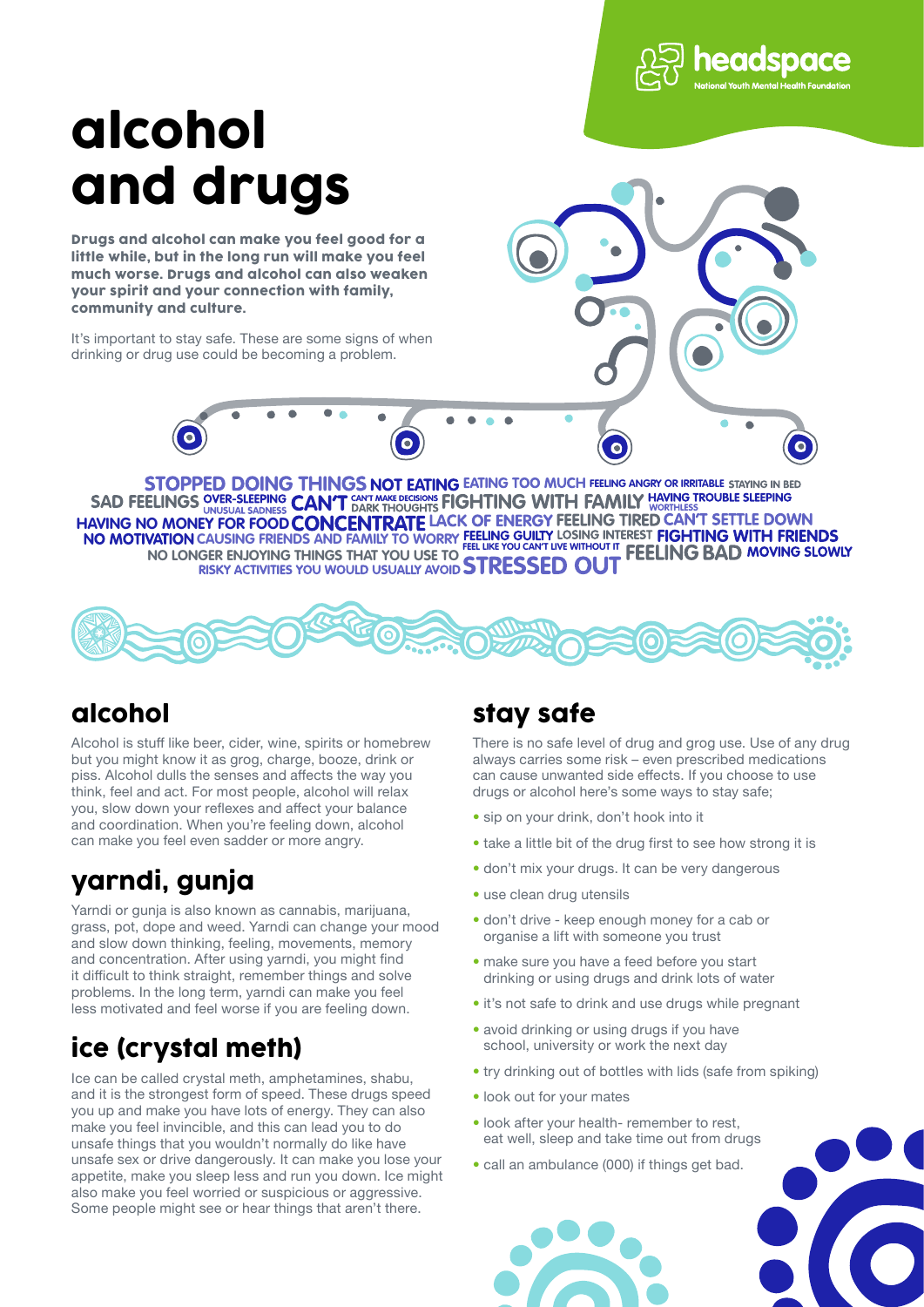# alcohol and drugs

**Drugs and alcohol can make you feel good for a little while, but in the long run will make you feel much worse. Drugs and alcohol can also weaken your spirit and your connection with family, community and culture.**

It's important to stay safe. These are some signs of when drinking or drug use could be becoming a problem.

STOPPED DOING THINGS NOT EATING EATING TOO MUCH FEELING ANGRY OR IRRITABLE STAYING IN BED SAD FEELINGS OVER-SLEEPING UNUSUAL SADNESS CAN'T CAN'T MAKE DECISIONS DARK THOUGHTS FIGHTING WITH FAMILY HAVING TROUBLE SLEEPING WORTHLESS HAVING NO MONEY FOR FOOD CONCENTRATE LACK OF ENERGY FEELING TIRED CAN'T SETTLE DOWN NO MOTIVATION CAUSING FRIENDS AND FAMILY TO WORRY FEELING GUILTY LOSING INTEREST FEEL LIKE YOU CAN'T LIVE WITHOUT IT FIGHTING WITH FRIENDS NO LONGER ENJOYING THINGS THAT YOU USE TO RISKY ACTIVITIES YOU WOULD USUALLY AVOID STRESSED OUT FEELING BAD MOVING SLOWLY

## alcohol

Alcohol is stuff like beer, cider, wine, spirits or homebrew but you might know it as grog, charge, booze, drink or piss. Alcohol dulls the senses and affects the way you think, feel and act. For most people, alcohol will relax you, slow down your reflexes and affect your balance and coordination. When you're feeling down, alcohol can make you feel even sadder or more angry.

## yarndi, gunja

Yarndi or gunja is also known as cannabis, marijuana, grass, pot, dope and weed. Yarndi can change your mood and slow down thinking, feeling, movements, memory and concentration. After using yarndi, you might find it difficult to think straight, remember things and solve problems. In the long term, yarndi can make you feel less motivated and feel worse if you are feeling down.

## ice (crystal meth)

Ice can be called crystal meth, amphetamines, shabu, and it is the strongest form of speed. These drugs speed you up and make you have lots of energy. They can also make you feel invincible, and this can lead you to do unsafe things that you wouldn't normally do like have unsafe sex or drive dangerously. It can make you lose your appetite, make you sleep less and run you down. Ice might also make you feel worried or suspicious or aggressive. Some people might see or hear things that aren't there.

## stay safe

There is no safe level of drug and grog use. Use of any drug always carries some risk – even prescribed medications can cause unwanted side effects. If you choose to use drugs or alcohol here's some ways to stay safe;

- sip on your drink, don't hook into it
- take a little bit of the drug first to see how strong it is
- don't mix your drugs. It can be very dangerous
- use clean drug utensils
- don't drive - keep enough money for a cab or organise a lift with someone you trust
- make sure you have a feed before you start drinking or using drugs and drink lots of water
- it's not safe to drink and use drugs while pregnant
- avoid drinking or using drugs if you have school, university or work the next day
- try drinking out of bottles with lids (safe from spiking)
- look out for your mates
- look after your health- remember to rest, eat well, sleep and take time out from drugs
- call an ambulance (000) if things get bad.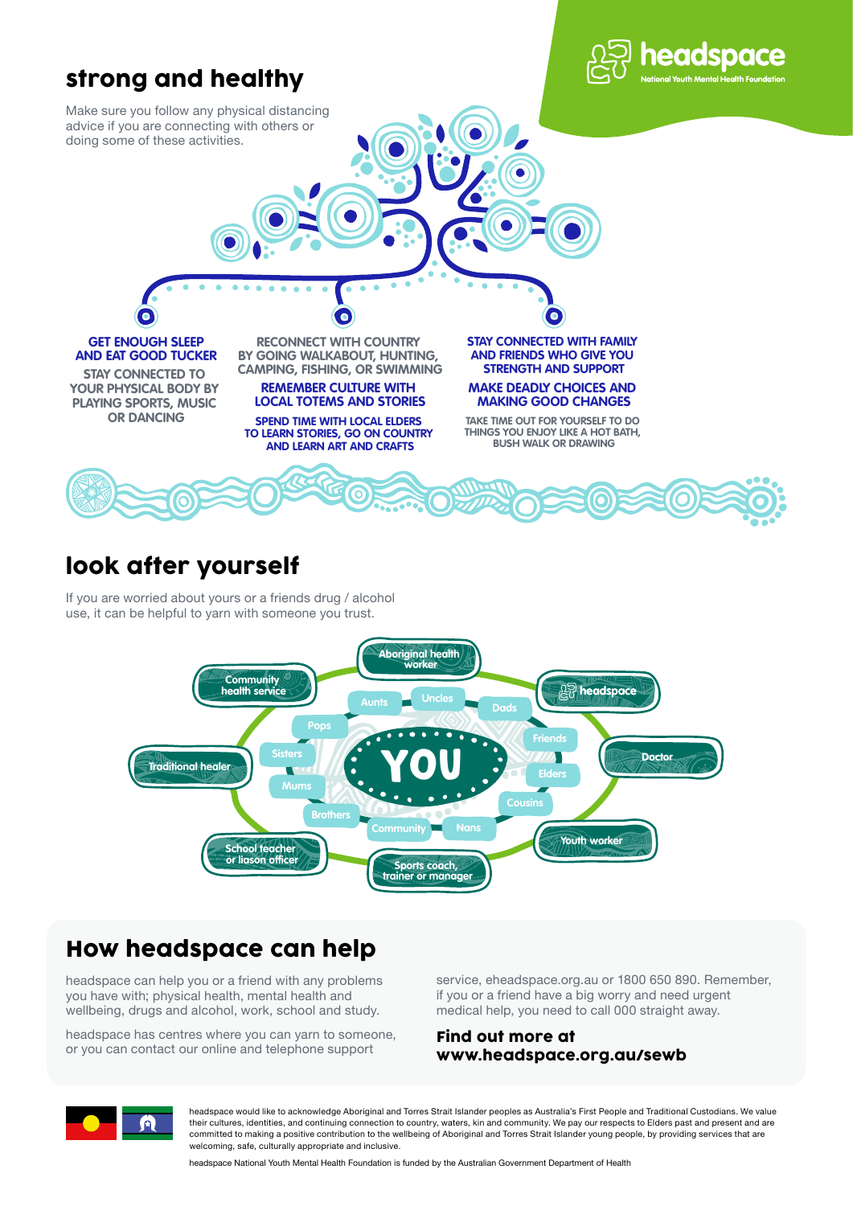## strong and healthy

Make sure you follow any physical distancing advice if you are connecting with others or doing some of these activities.

**GET ENOUGH SLEEP AND EAT GOOD TUCKER**

STAY CONNECTED TO YOUR PHYSICAL BODY BY PLAYING SPORTS, MUSIC OR DANCING

RECONNECT WITH COUNTRY BY GOING WALKABOUT, HUNTING, CAMPING, FISHING, OR SWIMMING

**REMEMBER CULTURE WITH LOCAL TOTEMS AND STORIES**

**SPEND TIME WITH LOCAL ELDERS TO LEARN STORIES, GO ON COUNTRY AND LEARN ART AND CRAFTS**

**STAY CONNECTED WITH FAMILY AND FRIENDS WHO GIVE YOU STRENGTH AND SUPPORT**

**MAKE DEADLY CHOICES AND MAKING GOOD CHANGES**

TAKE TIME OUT FOR YOURSELF TO DO THINGS YOU ENJOY LIKE A HOT BATH, BUSH WALK OR DRAWING

## look after yourself

If you are worried about yours or a friends drug / alcohol use, it can be helpful to yarn with someone you trust.

YOU

Aunts
Uncles
Dads
Friends
Elders
Cousins
Nans
Community
Brothers
Mums
Sisters
Pops

Aboriginal health worker
headspace
Doctor
Youth worker
Sports coach, trainer or manager
School teacher or liason officer
Traditional healer
Community health service

## How headspace can help

headspace can help you or a friend with any problems you have with; physical health, mental health and wellbeing, drugs and alcohol, work, school and study.

headspace has centres where you can yarn to someone, or you can contact our online and telephone support service, eheadspace.org.au or 1800 650 890. Remember, if you or a friend have a big worry and need urgent medical help, you need to call 000 straight away.

**Find out more at www.headspace.org.au/sewb**

headspace would like to acknowledge Aboriginal and Torres Strait Islander peoples as Australia's First People and Traditional Custodians. We value their cultures, identities, and continuing connection to country, waters, kin and community. We pay our respects to Elders past and present and are committed to making a positive contribution to the wellbeing of Aboriginal and Torres Strait Islander young people, by providing services that are welcoming, safe, culturally appropriate and inclusive.

headspace National Youth Mental Health Foundation is funded by the Australian Government Department of Health